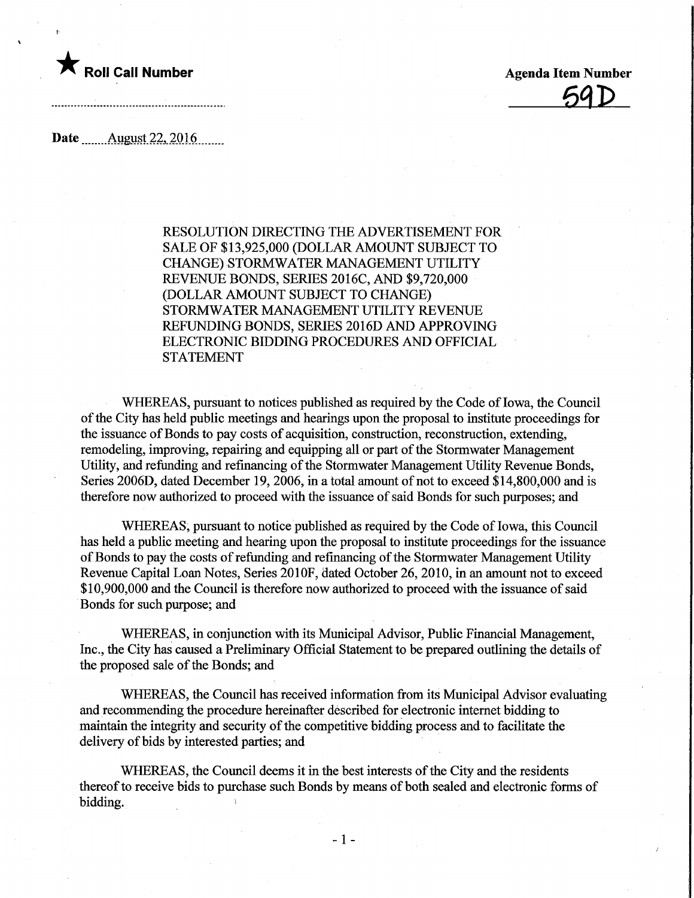★ **Roll Call Number**

**Agenda Item Number**

**59D**

**Date** August 22, 2016

RESOLUTION DIRECTING THE ADVERTISEMENT FOR SALE OF $13,925,000 (DOLLAR AMOUNT SUBJECT TO CHANGE) STORMWATER MANAGEMENT UTILITY REVENUE BONDS, SERIES 2016C, AND $9,720,000 (DOLLAR AMOUNT SUBJECT TO CHANGE) STORMWATER MANAGEMENT UTILITY REVENUE REFUNDING BONDS, SERIES 2016D AND APPROVING ELECTRONIC BIDDING PROCEDURES AND OFFICIAL STATEMENT

WHEREAS, pursuant to notices published as required by the Code of Iowa, the Council of the City has held public meetings and hearings upon the proposal to institute proceedings for the issuance of Bonds to pay costs of acquisition, construction, reconstruction, extending, remodeling, improving, repairing and equipping all or part of the Stormwater Management Utility, and refunding and refinancing of the Stormwater Management Utility Revenue Bonds, Series 2006D, dated December 19, 2006, in a total amount of not to exceed $14,800,000 and is therefore now authorized to proceed with the issuance of said Bonds for such purposes; and

WHEREAS, pursuant to notice published as required by the Code of Iowa, this Council has held a public meeting and hearing upon the proposal to institute proceedings for the issuance of Bonds to pay the costs of refunding and refinancing of the Stormwater Management Utility Revenue Capital Loan Notes, Series 2010F, dated October 26, 2010, in an amount not to exceed $10,900,000 and the Council is therefore now authorized to proceed with the issuance of said Bonds for such purpose; and

WHEREAS, in conjunction with its Municipal Advisor, Public Financial Management, Inc., the City has caused a Preliminary Official Statement to be prepared outlining the details of the proposed sale of the Bonds; and

WHEREAS, the Council has received information from its Municipal Advisor evaluating and recommending the procedure hereinafter described for electronic internet bidding to maintain the integrity and security of the competitive bidding process and to facilitate the delivery of bids by interested parties; and

WHEREAS, the Council deems it in the best interests of the City and the residents thereof to receive bids to purchase such Bonds by means of both sealed and electronic forms of bidding.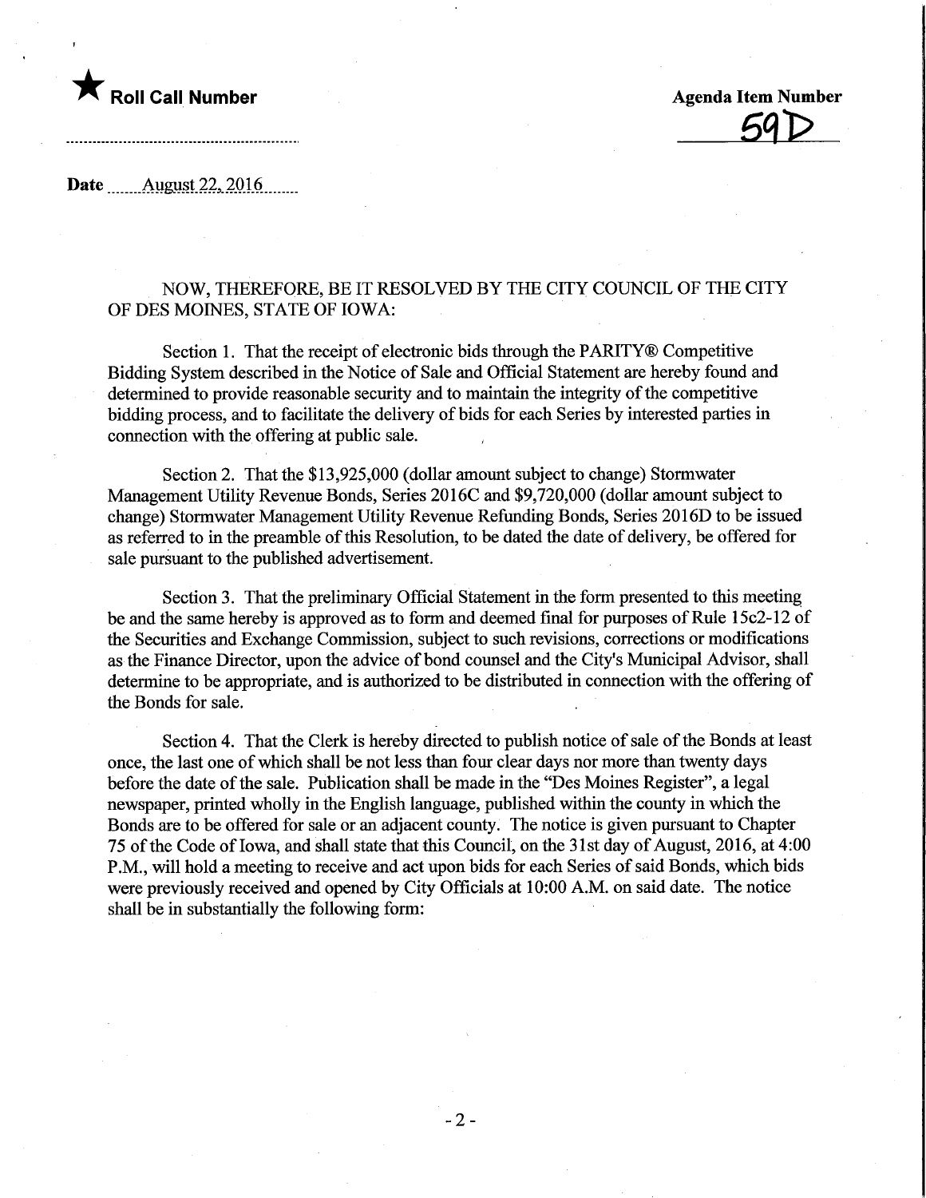★ **Roll Call Number**

**Agenda Item Number**
59D

**Date** August 22, 2016

NOW, THEREFORE, BE IT RESOLVED BY THE CITY COUNCIL OF THE CITY OF DES MOINES, STATE OF IOWA:

Section 1. That the receipt of electronic bids through the PARITY® Competitive Bidding System described in the Notice of Sale and Official Statement are hereby found and determined to provide reasonable security and to maintain the integrity of the competitive bidding process, and to facilitate the delivery of bids for each Series by interested parties in connection with the offering at public sale.

Section 2. That the $13,925,000 (dollar amount subject to change) Stormwater Management Utility Revenue Bonds, Series 2016C and $9,720,000 (dollar amount subject to change) Stormwater Management Utility Revenue Refunding Bonds, Series 2016D to be issued as referred to in the preamble of this Resolution, to be dated the date of delivery, be offered for sale pursuant to the published advertisement.

Section 3. That the preliminary Official Statement in the form presented to this meeting be and the same hereby is approved as to form and deemed final for purposes of Rule 15c2-12 of the Securities and Exchange Commission, subject to such revisions, corrections or modifications as the Finance Director, upon the advice of bond counsel and the City's Municipal Advisor, shall determine to be appropriate, and is authorized to be distributed in connection with the offering of the Bonds for sale.

Section 4. That the Clerk is hereby directed to publish notice of sale of the Bonds at least once, the last one of which shall be not less than four clear days nor more than twenty days before the date of the sale. Publication shall be made in the "Des Moines Register", a legal newspaper, printed wholly in the English language, published within the county in which the Bonds are to be offered for sale or an adjacent county. The notice is given pursuant to Chapter 75 of the Code of Iowa, and shall state that this Council, on the 31st day of August, 2016, at 4:00 P.M., will hold a meeting to receive and act upon bids for each Series of said Bonds, which bids were previously received and opened by City Officials at 10:00 A.M. on said date. The notice shall be in substantially the following form: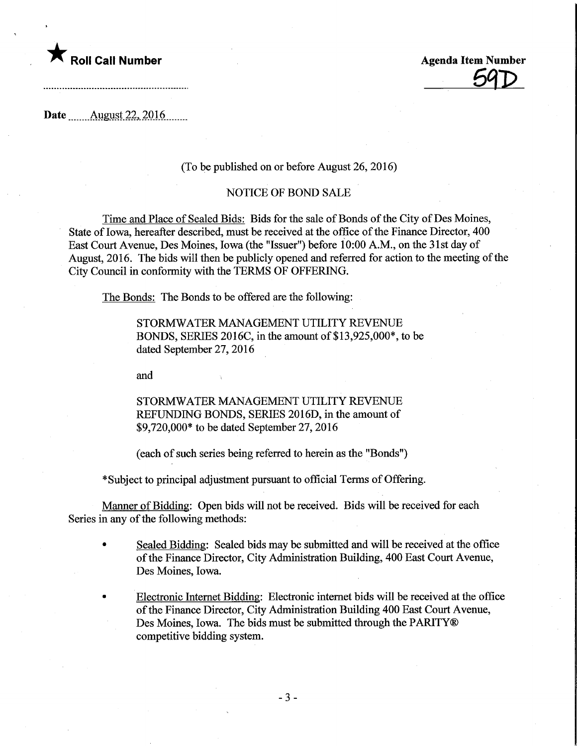★ **Roll Call Number**

**Agenda Item Number**

59D

**Date** August 22, 2016

(To be published on or before August 26, 2016)

NOTICE OF BOND SALE

Time and Place of Sealed Bids: Bids for the sale of Bonds of the City of Des Moines, State of Iowa, hereafter described, must be received at the office of the Finance Director, 400 East Court Avenue, Des Moines, Iowa (the "Issuer") before 10:00 A.M., on the 31st day of August, 2016. The bids will then be publicly opened and referred for action to the meeting of the City Council in conformity with the TERMS OF OFFERING.

The Bonds: The Bonds to be offered are the following:

> STORMWATER MANAGEMENT UTILITY REVENUE BONDS, SERIES 2016C, in the amount of $13,925,000*, to be dated September 27, 2016
>
> and
>
> STORMWATER MANAGEMENT UTILITY REVENUE REFUNDING BONDS, SERIES 2016D, in the amount of $9,720,000* to be dated September 27, 2016
>
> (each of such series being referred to herein as the "Bonds")

*Subject to principal adjustment pursuant to official Terms of Offering.

Manner of Bidding: Open bids will not be received. Bids will be received for each Series in any of the following methods:

- Sealed Bidding: Sealed bids may be submitted and will be received at the office of the Finance Director, City Administration Building, 400 East Court Avenue, Des Moines, Iowa.
- Electronic Internet Bidding: Electronic internet bids will be received at the office of the Finance Director, City Administration Building 400 East Court Avenue, Des Moines, Iowa. The bids must be submitted through the PARITY® competitive bidding system.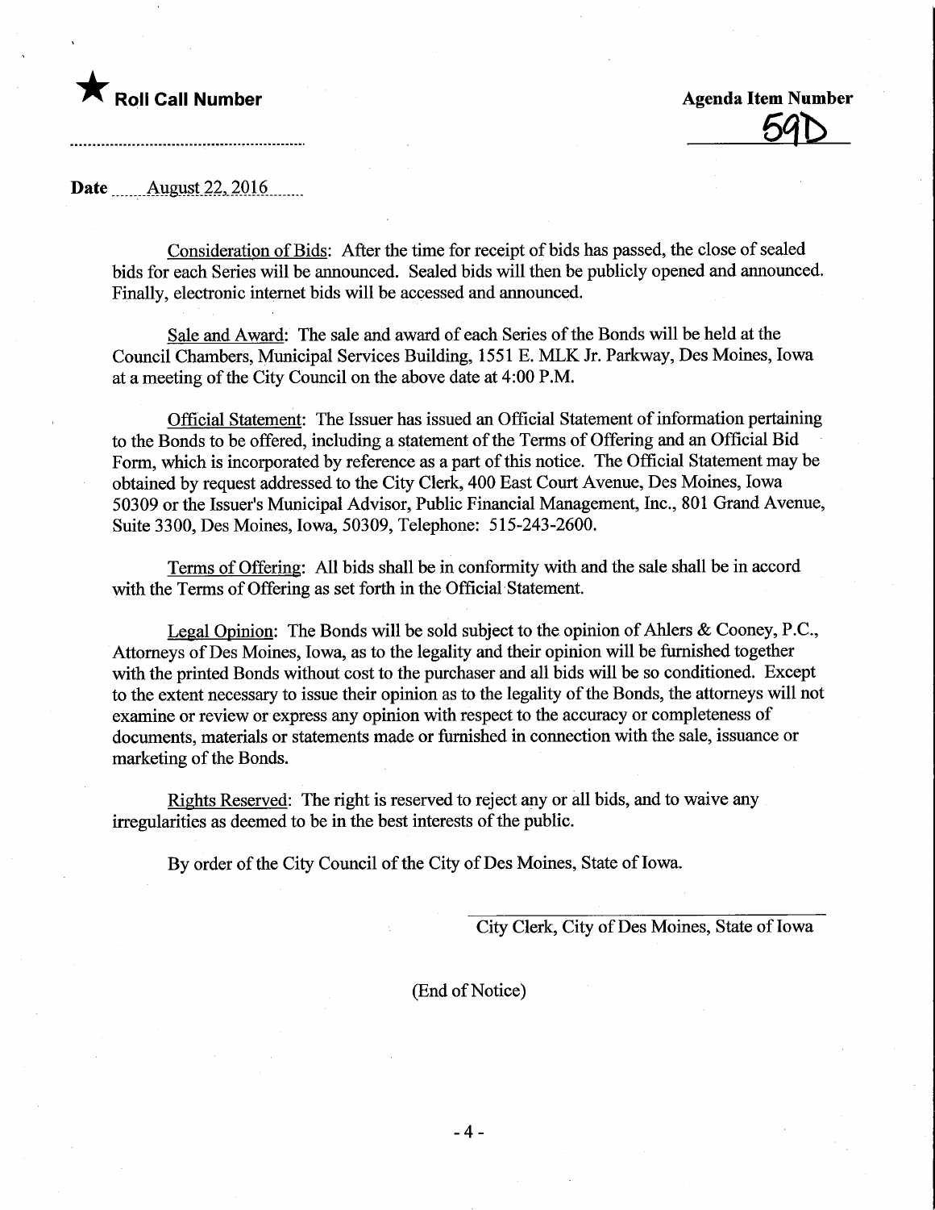★ **Roll Call Number**

**Agenda Item Number**
59D

**Date** August 22, 2016

Consideration of Bids: After the time for receipt of bids has passed, the close of sealed bids for each Series will be announced. Sealed bids will then be publicly opened and announced. Finally, electronic internet bids will be accessed and announced.

Sale and Award: The sale and award of each Series of the Bonds will be held at the Council Chambers, Municipal Services Building, 1551 E. MLK Jr. Parkway, Des Moines, Iowa at a meeting of the City Council on the above date at 4:00 P.M.

Official Statement: The Issuer has issued an Official Statement of information pertaining to the Bonds to be offered, including a statement of the Terms of Offering and an Official Bid Form, which is incorporated by reference as a part of this notice. The Official Statement may be obtained by request addressed to the City Clerk, 400 East Court Avenue, Des Moines, Iowa 50309 or the Issuer's Municipal Advisor, Public Financial Management, Inc., 801 Grand Avenue, Suite 3300, Des Moines, Iowa, 50309, Telephone: 515-243-2600.

Terms of Offering: All bids shall be in conformity with and the sale shall be in accord with the Terms of Offering as set forth in the Official Statement.

Legal Opinion: The Bonds will be sold subject to the opinion of Ahlers & Cooney, P.C., Attorneys of Des Moines, Iowa, as to the legality and their opinion will be furnished together with the printed Bonds without cost to the purchaser and all bids will be so conditioned. Except to the extent necessary to issue their opinion as to the legality of the Bonds, the attorneys will not examine or review or express any opinion with respect to the accuracy or completeness of documents, materials or statements made or furnished in connection with the sale, issuance or marketing of the Bonds.

Rights Reserved: The right is reserved to reject any or all bids, and to waive any irregularities as deemed to be in the best interests of the public.

By order of the City Council of the City of Des Moines, State of Iowa.

City Clerk, City of Des Moines, State of Iowa

(End of Notice)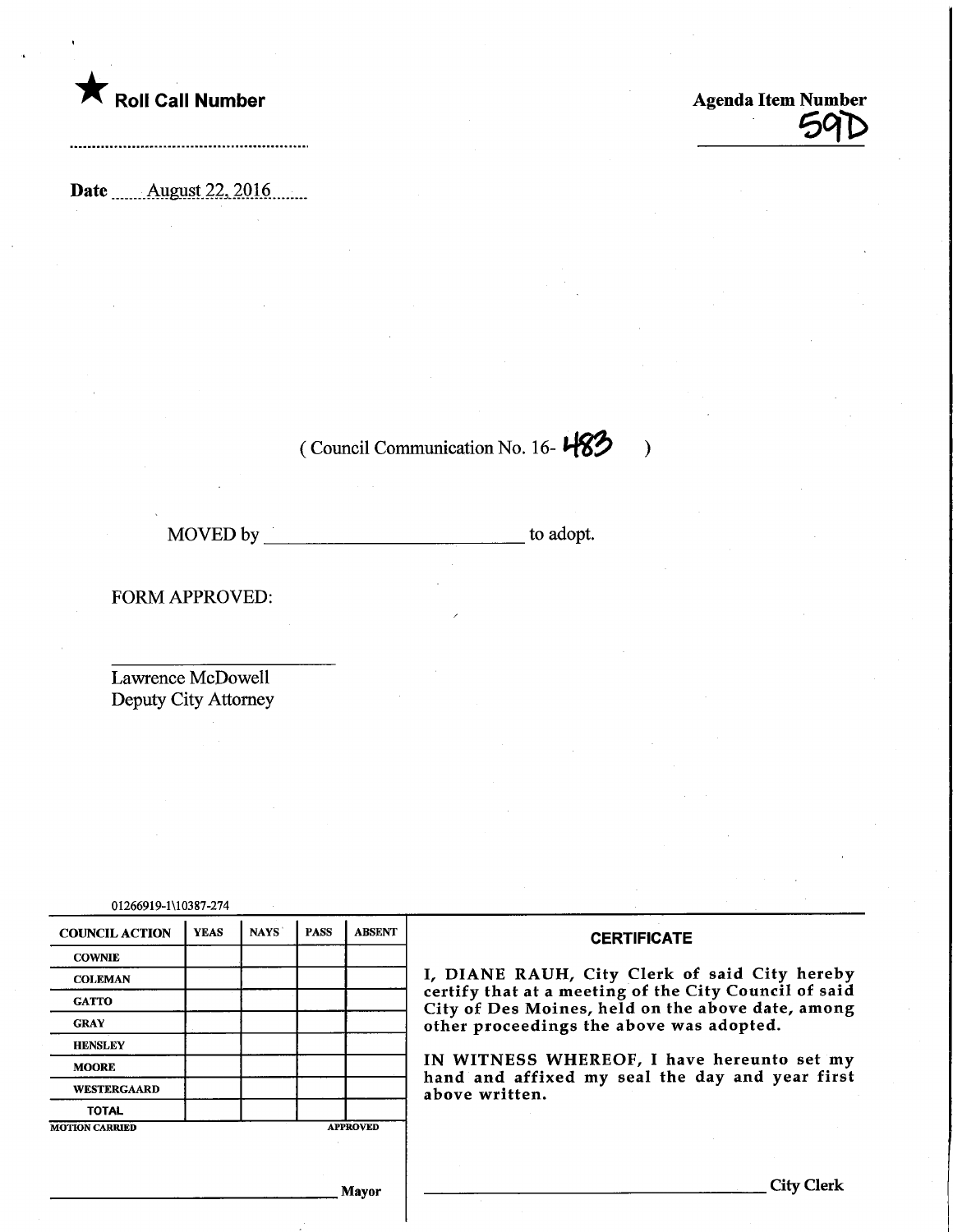★ **Roll Call Number**

**Agenda Item Number** 59D

..........................................................

**Date** August 22, 2016

( Council Communication No. 16- 483 )

MOVED by ______________________ to adopt.

FORM APPROVED:

______________________
Lawrence McDowell
Deputy City Attorney

01266919-1\10387-274

| COUNCIL ACTION | YEAS | NAYS | PASS | ABSENT |
|---|---|---|---|---|
| COWNIE | | | | |
| COLEMAN | | | | |
| GATTO | | | | |
| GRAY | | | | |
| HENSLEY | | | | |
| MOORE | | | | |
| WESTERGAARD | | | | |
| TOTAL | | | | |

MOTION CARRIED APPROVED

______________________ Mayor

**CERTIFICATE**

I, DIANE RAUH, City Clerk of said City hereby certify that at a meeting of the City Council of said City of Des Moines, held on the above date, among other proceedings the above was adopted.

IN WITNESS WHEREOF, I have hereunto set my hand and affixed my seal the day and year first above written.

______________________ City Clerk